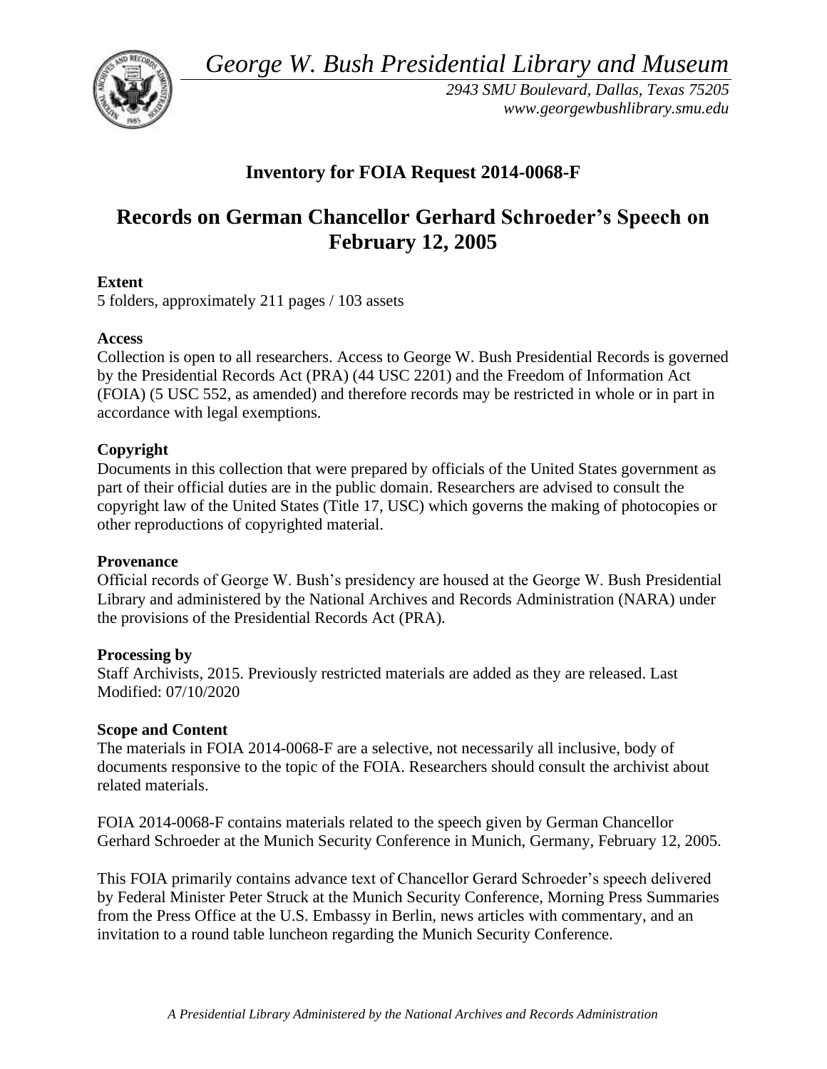*George W. Bush Presidential Library and Museum*

*2943 SMU Boulevard, Dallas, Texas 75205*
*www.georgewbushlibrary.smu.edu*

## Inventory for FOIA Request 2014-0068-F

# Records on German Chancellor Gerhard Schroeder's Speech on February 12, 2005

**Extent**
5 folders, approximately 211 pages / 103 assets

**Access**
Collection is open to all researchers. Access to George W. Bush Presidential Records is governed by the Presidential Records Act (PRA) (44 USC 2201) and the Freedom of Information Act (FOIA) (5 USC 552, as amended) and therefore records may be restricted in whole or in part in accordance with legal exemptions.

**Copyright**
Documents in this collection that were prepared by officials of the United States government as part of their official duties are in the public domain. Researchers are advised to consult the copyright law of the United States (Title 17, USC) which governs the making of photocopies or other reproductions of copyrighted material.

**Provenance**
Official records of George W. Bush's presidency are housed at the George W. Bush Presidential Library and administered by the National Archives and Records Administration (NARA) under the provisions of the Presidential Records Act (PRA).

**Processing by**
Staff Archivists, 2015. Previously restricted materials are added as they are released. Last Modified: 07/10/2020

**Scope and Content**
The materials in FOIA 2014-0068-F are a selective, not necessarily all inclusive, body of documents responsive to the topic of the FOIA. Researchers should consult the archivist about related materials.

FOIA 2014-0068-F contains materials related to the speech given by German Chancellor Gerhard Schroeder at the Munich Security Conference in Munich, Germany, February 12, 2005.

This FOIA primarily contains advance text of Chancellor Gerard Schroeder's speech delivered by Federal Minister Peter Struck at the Munich Security Conference, Morning Press Summaries from the Press Office at the U.S. Embassy in Berlin, news articles with commentary, and an invitation to a round table luncheon regarding the Munich Security Conference.

*A Presidential Library Administered by the National Archives and Records Administration*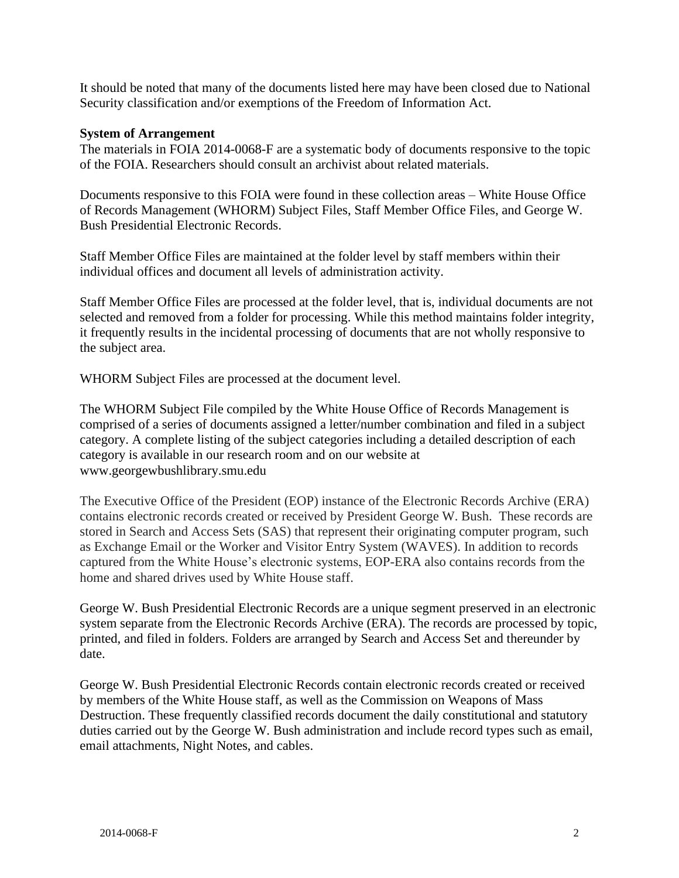It should be noted that many of the documents listed here may have been closed due to National Security classification and/or exemptions of the Freedom of Information Act.

**System of Arrangement**

The materials in FOIA 2014-0068-F are a systematic body of documents responsive to the topic of the FOIA. Researchers should consult an archivist about related materials.

Documents responsive to this FOIA were found in these collection areas – White House Office of Records Management (WHORM) Subject Files, Staff Member Office Files, and George W. Bush Presidential Electronic Records.

Staff Member Office Files are maintained at the folder level by staff members within their individual offices and document all levels of administration activity.

Staff Member Office Files are processed at the folder level, that is, individual documents are not selected and removed from a folder for processing. While this method maintains folder integrity, it frequently results in the incidental processing of documents that are not wholly responsive to the subject area.

WHORM Subject Files are processed at the document level.

The WHORM Subject File compiled by the White House Office of Records Management is comprised of a series of documents assigned a letter/number combination and filed in a subject category. A complete listing of the subject categories including a detailed description of each category is available in our research room and on our website at www.georgewbushlibrary.smu.edu

The Executive Office of the President (EOP) instance of the Electronic Records Archive (ERA) contains electronic records created or received by President George W. Bush. These records are stored in Search and Access Sets (SAS) that represent their originating computer program, such as Exchange Email or the Worker and Visitor Entry System (WAVES). In addition to records captured from the White House's electronic systems, EOP-ERA also contains records from the home and shared drives used by White House staff.

George W. Bush Presidential Electronic Records are a unique segment preserved in an electronic system separate from the Electronic Records Archive (ERA). The records are processed by topic, printed, and filed in folders. Folders are arranged by Search and Access Set and thereunder by date.

George W. Bush Presidential Electronic Records contain electronic records created or received by members of the White House staff, as well as the Commission on Weapons of Mass Destruction. These frequently classified records document the daily constitutional and statutory duties carried out by the George W. Bush administration and include record types such as email, email attachments, Night Notes, and cables.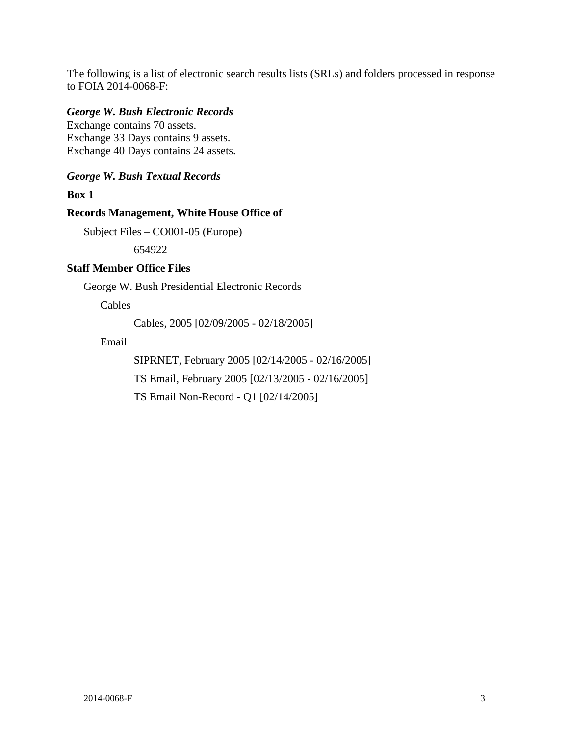The following is a list of electronic search results lists (SRLs) and folders processed in response to FOIA 2014-0068-F:

***George W. Bush Electronic Records***

Exchange contains 70 assets.
Exchange 33 Days contains 9 assets.
Exchange 40 Days contains 24 assets.

***George W. Bush Textual Records***

**Box 1**

**Records Management, White House Office of**

- Subject Files – CO001-05 (Europe)
  - 654922

**Staff Member Office Files**

- George W. Bush Presidential Electronic Records
  - Cables
    - Cables, 2005 [02/09/2005 - 02/18/2005]
  - Email
    - SIPRNET, February 2005 [02/14/2005 - 02/16/2005]
    - TS Email, February 2005 [02/13/2005 - 02/16/2005]
    - TS Email Non-Record - Q1 [02/14/2005]